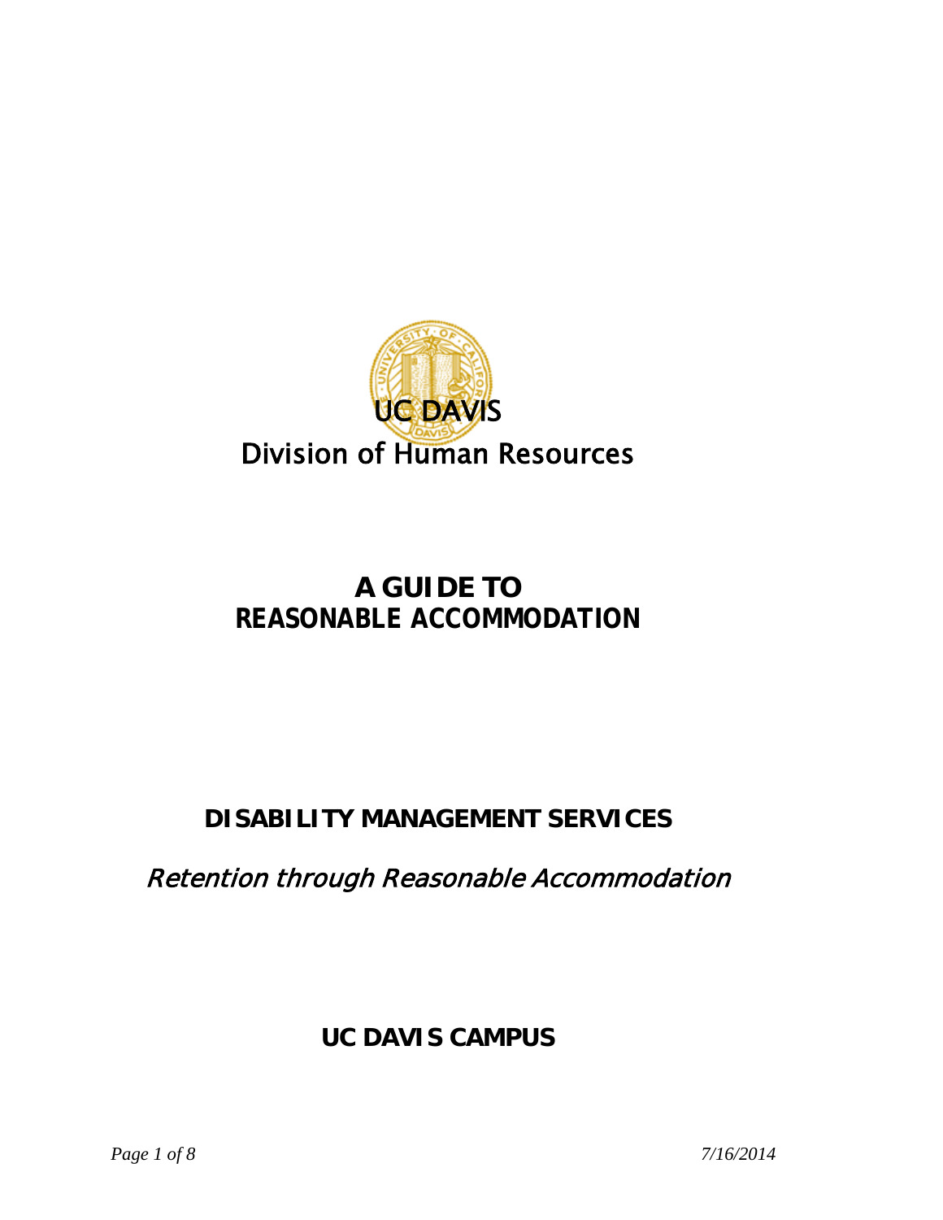UC DAVIS

Division of Human Resources

# A GUIDE TO
# REASONABLE ACCOMMODATION

## DISABILITY MANAGEMENT SERVICES

*Retention through Reasonable Accommodation*

## UC DAVIS CAMPUS

*7/16/2014*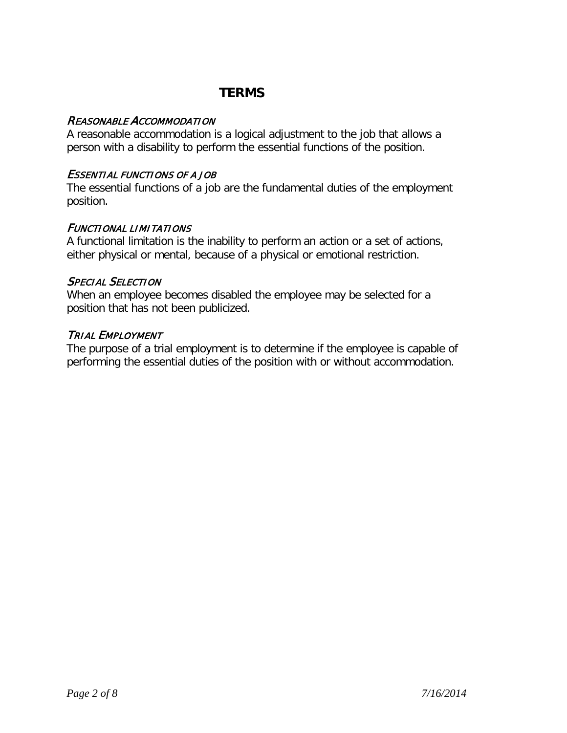# TERMS

### *Reasonable Accommodation*

A reasonable accommodation is a logical adjustment to the job that allows a person with a disability to perform the essential functions of the position.

### *Essential functions of a job*

The essential functions of a job are the fundamental duties of the employment position.

### *Functional limitations*

A functional limitation is the inability to perform an action or a set of actions, either physical or mental, because of a physical or emotional restriction.

### *Special Selection*

When an employee becomes disabled the employee may be selected for a position that has not been publicized.

### *Trial Employment*

The purpose of a trial employment is to determine if the employee is capable of performing the essential duties of the position with or without accommodation.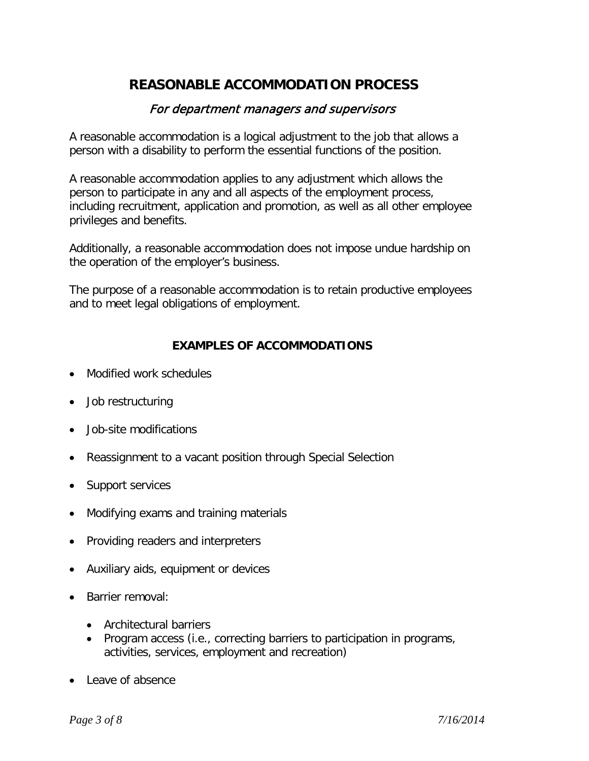# REASONABLE ACCOMMODATION PROCESS

*For department managers and supervisors*

A reasonable accommodation is a logical adjustment to the job that allows a person with a disability to perform the essential functions of the position.

A reasonable accommodation applies to any adjustment which allows the person to participate in any and all aspects of the employment process, including recruitment, application and promotion, as well as all other employee privileges and benefits.

Additionally, a reasonable accommodation does not impose undue hardship on the operation of the employer's business.

The purpose of a reasonable accommodation is to retain productive employees and to meet legal obligations of employment.

## EXAMPLES OF ACCOMMODATIONS

- Modified work schedules
- Job restructuring
- Job-site modifications
- Reassignment to a vacant position through Special Selection
- Support services
- Modifying exams and training materials
- Providing readers and interpreters
- Auxiliary aids, equipment or devices
- Barrier removal:
  - Architectural barriers
  - Program access (i.e., correcting barriers to participation in programs, activities, services, employment and recreation)
- Leave of absence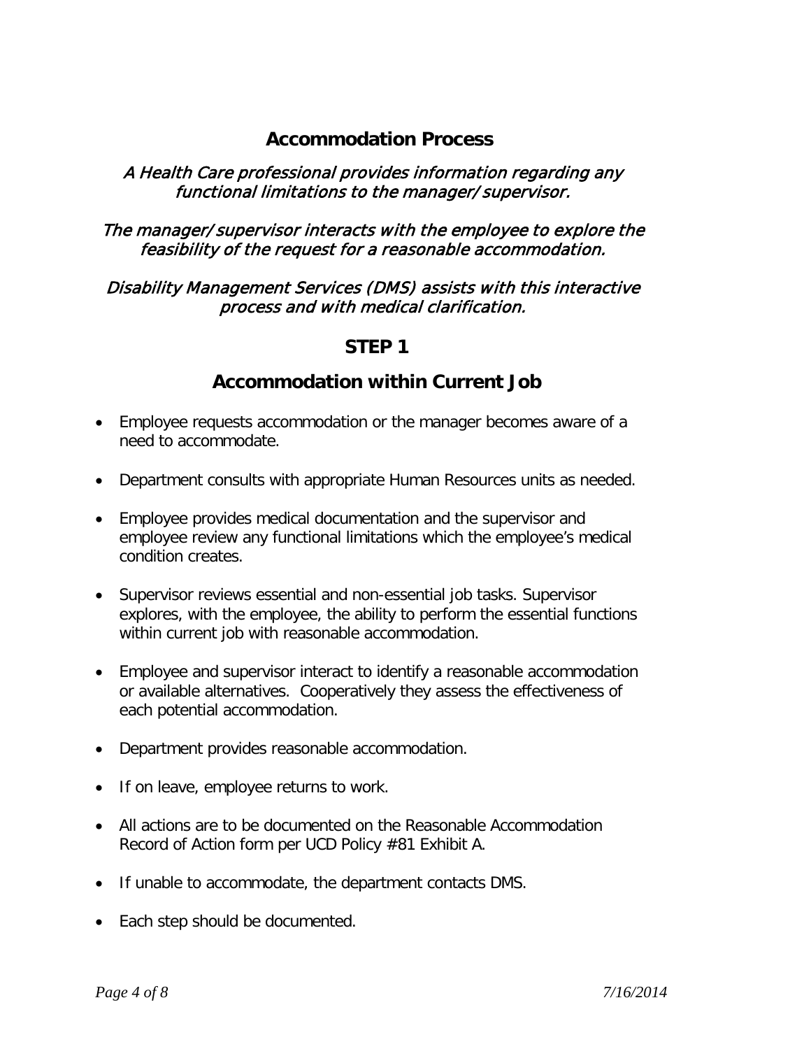## Accommodation Process

*A Health Care professional provides information regarding any functional limitations to the manager/supervisor.*

*The manager/supervisor interacts with the employee to explore the feasibility of the request for a reasonable accommodation.*

*Disability Management Services (DMS) assists with this interactive process and with medical clarification.*

## STEP 1

## Accommodation within Current Job

- Employee requests accommodation or the manager becomes aware of a need to accommodate.
- Department consults with appropriate Human Resources units as needed.
- Employee provides medical documentation and the supervisor and employee review any functional limitations which the employee's medical condition creates.
- Supervisor reviews essential and non-essential job tasks. Supervisor explores, with the employee, the ability to perform the essential functions within current job with reasonable accommodation.
- Employee and supervisor interact to identify a reasonable accommodation or available alternatives. Cooperatively they assess the effectiveness of each potential accommodation.
- Department provides reasonable accommodation.
- If on leave, employee returns to work.
- All actions are to be documented on the Reasonable Accommodation Record of Action form per UCD Policy #81 Exhibit A.
- If unable to accommodate, the department contacts DMS.
- Each step should be documented.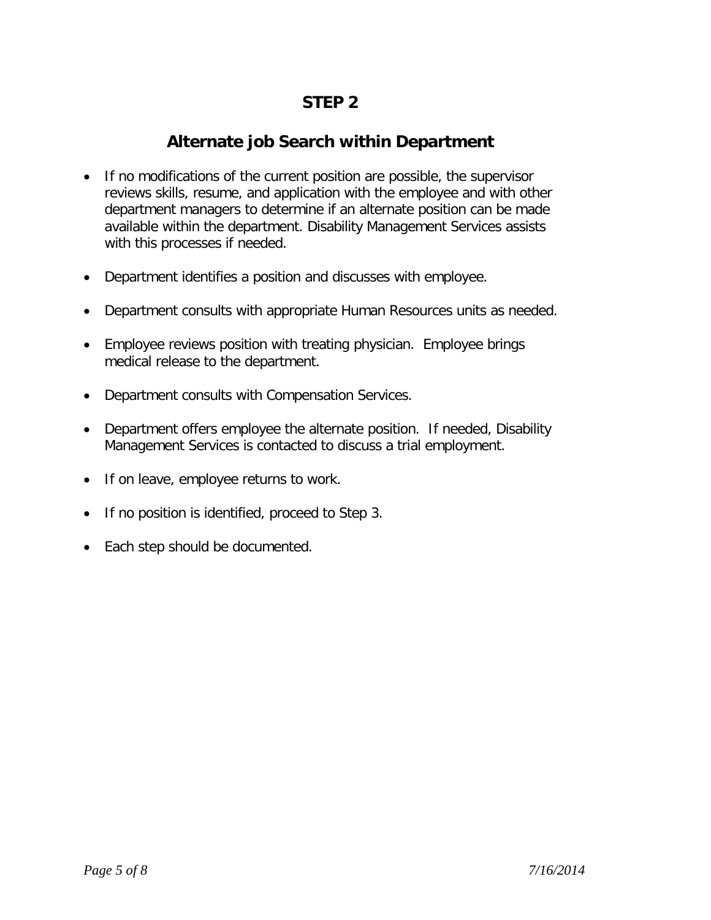# STEP 2

## Alternate job Search within Department

- If no modifications of the current position are possible, the supervisor reviews skills, resume, and application with the employee and with other department managers to determine if an alternate position can be made available within the department. Disability Management Services assists with this processes if needed.
- Department identifies a position and discusses with employee.
- Department consults with appropriate Human Resources units as needed.
- Employee reviews position with treating physician. Employee brings medical release to the department.
- Department consults with Compensation Services.
- Department offers employee the alternate position. If needed, Disability Management Services is contacted to discuss a trial employment.
- If on leave, employee returns to work.
- If no position is identified, proceed to Step 3.
- Each step should be documented.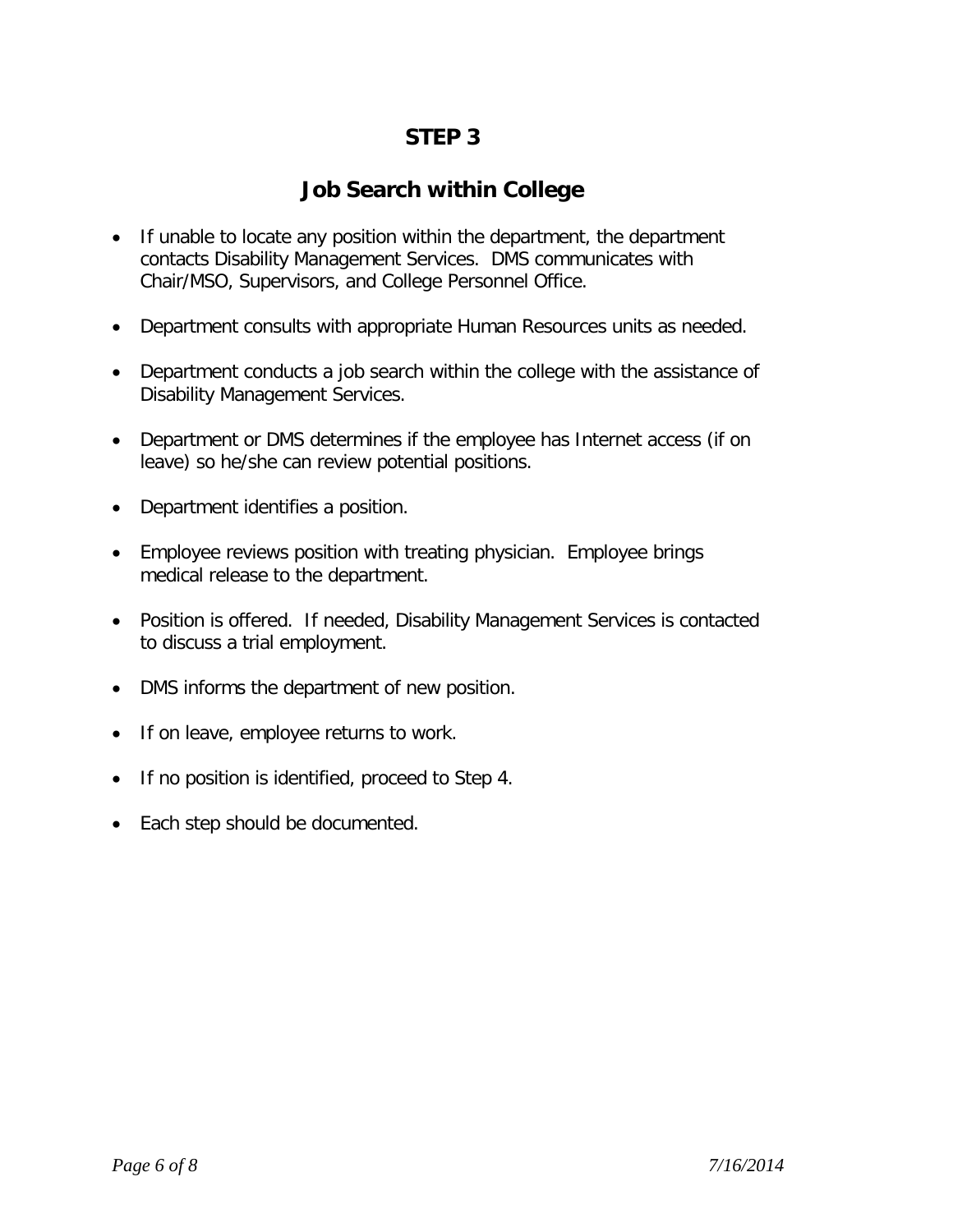# STEP 3

## Job Search within College

- If unable to locate any position within the department, the department contacts Disability Management Services. DMS communicates with Chair/MSO, Supervisors, and College Personnel Office.

- Department consults with appropriate Human Resources units as needed.

- Department conducts a job search within the college with the assistance of Disability Management Services.

- Department or DMS determines if the employee has Internet access (if on leave) so he/she can review potential positions.

- Department identifies a position.

- Employee reviews position with treating physician. Employee brings medical release to the department.

- Position is offered. If needed, Disability Management Services is contacted to discuss a trial employment.

- DMS informs the department of new position.

- If on leave, employee returns to work.

- If no position is identified, proceed to Step 4.

- Each step should be documented.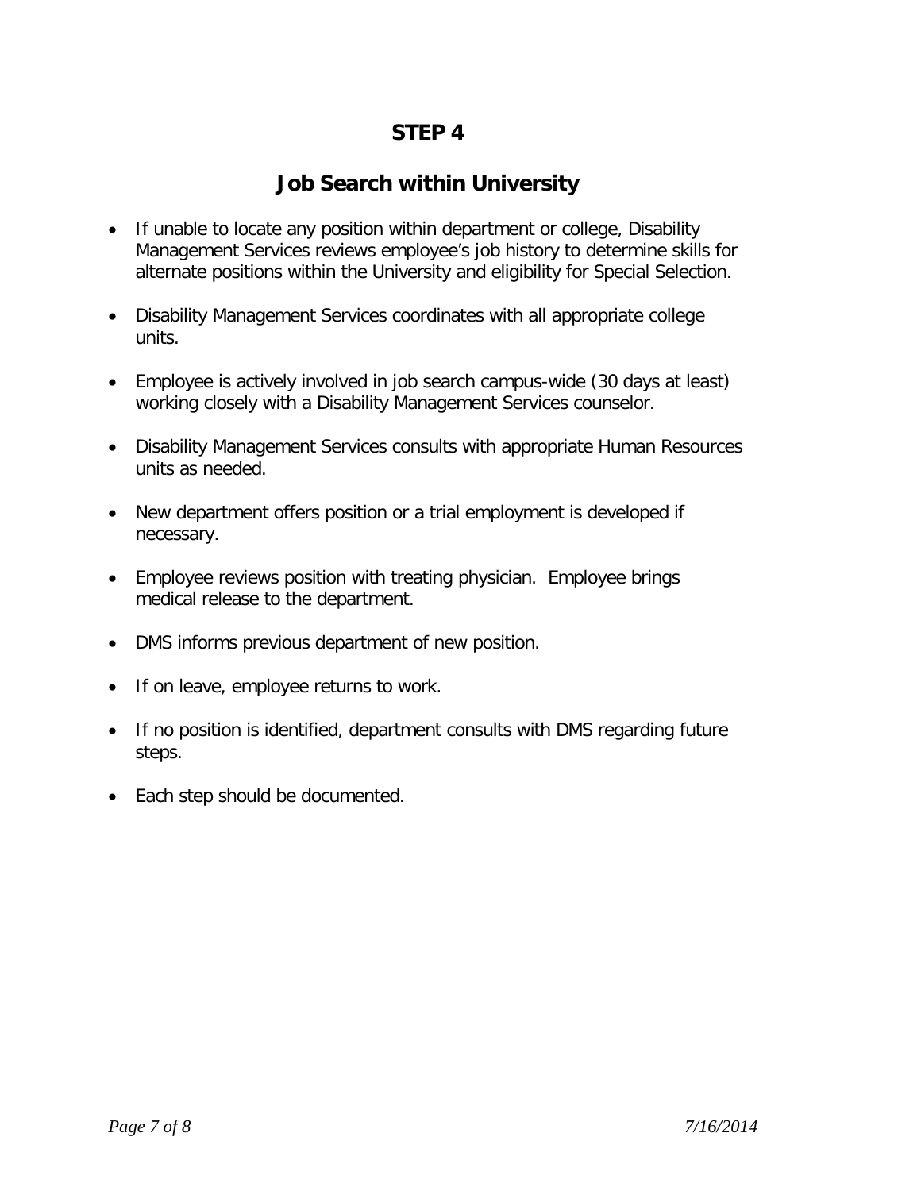## STEP 4

## Job Search within University

- If unable to locate any position within department or college, Disability Management Services reviews employee's job history to determine skills for alternate positions within the University and eligibility for Special Selection.
- Disability Management Services coordinates with all appropriate college units.
- Employee is actively involved in job search campus-wide (30 days at least) working closely with a Disability Management Services counselor.
- Disability Management Services consults with appropriate Human Resources units as needed.
- New department offers position or a trial employment is developed if necessary.
- Employee reviews position with treating physician. Employee brings medical release to the department.
- DMS informs previous department of new position.
- If on leave, employee returns to work.
- If no position is identified, department consults with DMS regarding future steps.
- Each step should be documented.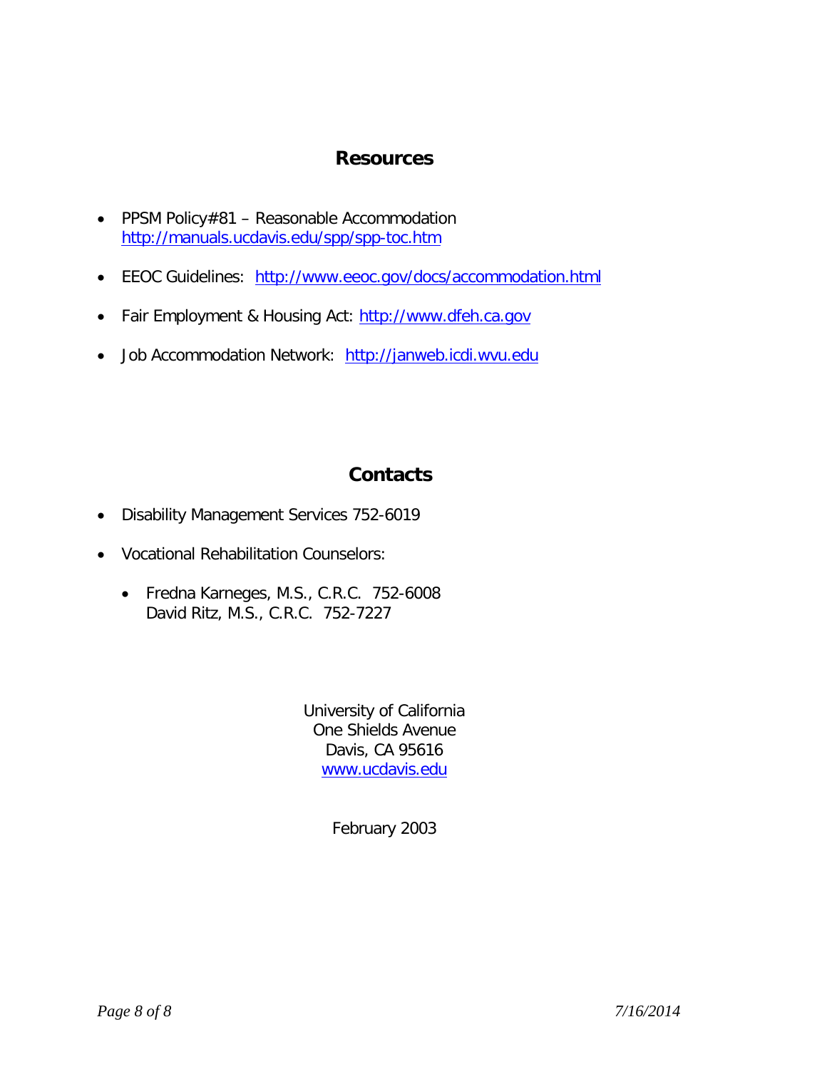## Resources

- PPSM Policy#81 – Reasonable Accommodation
  http://manuals.ucdavis.edu/spp/spp-toc.htm
- EEOC Guidelines: http://www.eeoc.gov/docs/accommodation.html
- Fair Employment & Housing Act: http://www.dfeh.ca.gov
- Job Accommodation Network: http://janweb.icdi.wvu.edu

## Contacts

- Disability Management Services 752-6019
- Vocational Rehabilitation Counselors:
  - Fredna Karneges, M.S., C.R.C. 752-6008
    David Ritz, M.S., C.R.C. 752-7227

University of California
One Shields Avenue
Davis, CA 95616
www.ucdavis.edu

February 2003